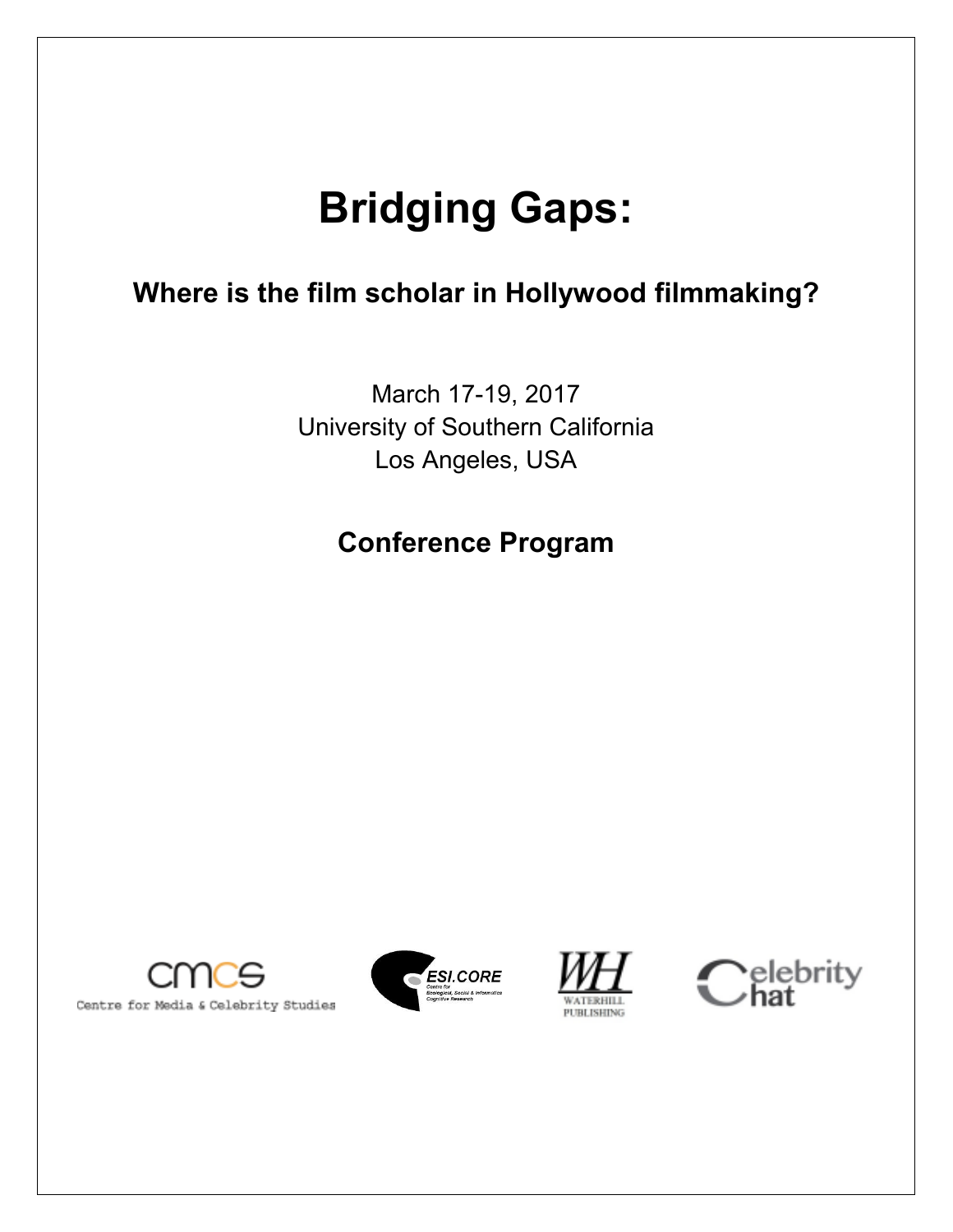# Bridging Gaps:

## Where is the film scholar in Hollywood filmmaking?

March 17-19, 2017
University of Southern California
Los Angeles, USA

## Conference Program

Centre for Media & Celebrity Studies

ESI.CORE Centre for Ecological, Social & Informatics Cognitive Research

WATERHILL PUBLISHING

Celebrity Chat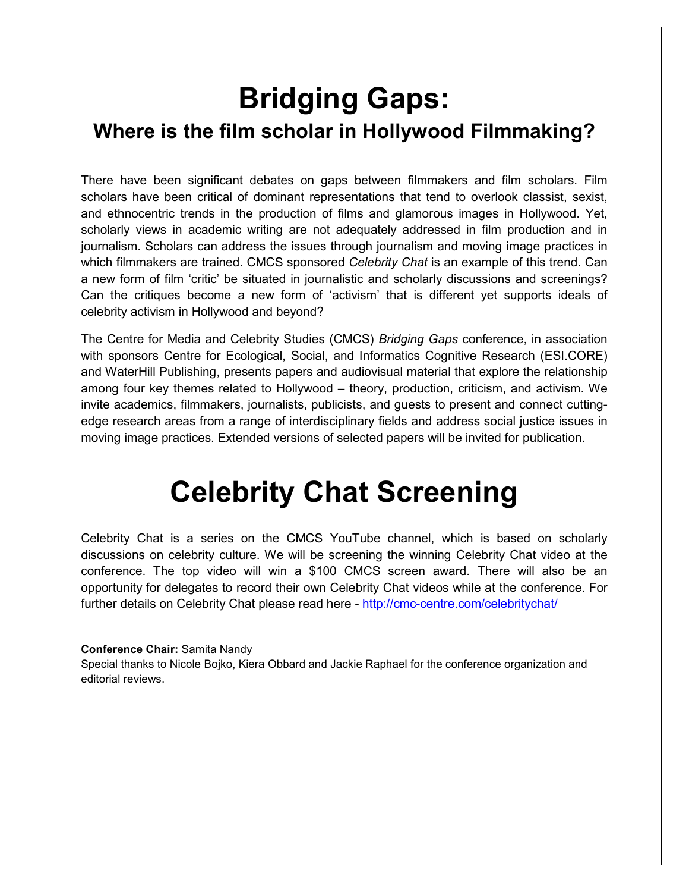# Bridging Gaps:

## Where is the film scholar in Hollywood Filmmaking?

There have been significant debates on gaps between filmmakers and film scholars. Film scholars have been critical of dominant representations that tend to overlook classist, sexist, and ethnocentric trends in the production of films and glamorous images in Hollywood. Yet, scholarly views in academic writing are not adequately addressed in film production and in journalism. Scholars can address the issues through journalism and moving image practices in which filmmakers are trained. CMCS sponsored *Celebrity Chat* is an example of this trend. Can a new form of film 'critic' be situated in journalistic and scholarly discussions and screenings? Can the critiques become a new form of 'activism' that is different yet supports ideals of celebrity activism in Hollywood and beyond?

The Centre for Media and Celebrity Studies (CMCS) *Bridging Gaps* conference, in association with sponsors Centre for Ecological, Social, and Informatics Cognitive Research (ESI.CORE) and WaterHill Publishing, presents papers and audiovisual material that explore the relationship among four key themes related to Hollywood – theory, production, criticism, and activism. We invite academics, filmmakers, journalists, publicists, and guests to present and connect cutting-edge research areas from a range of interdisciplinary fields and address social justice issues in moving image practices. Extended versions of selected papers will be invited for publication.

# Celebrity Chat Screening

Celebrity Chat is a series on the CMCS YouTube channel, which is based on scholarly discussions on celebrity culture. We will be screening the winning Celebrity Chat video at the conference. The top video will win a $100 CMCS screen award. There will also be an opportunity for delegates to record their own Celebrity Chat videos while at the conference. For further details on Celebrity Chat please read here - http://cmc-centre.com/celebritychat/

**Conference Chair:** Samita Nandy
Special thanks to Nicole Bojko, Kiera Obbard and Jackie Raphael for the conference organization and editorial reviews.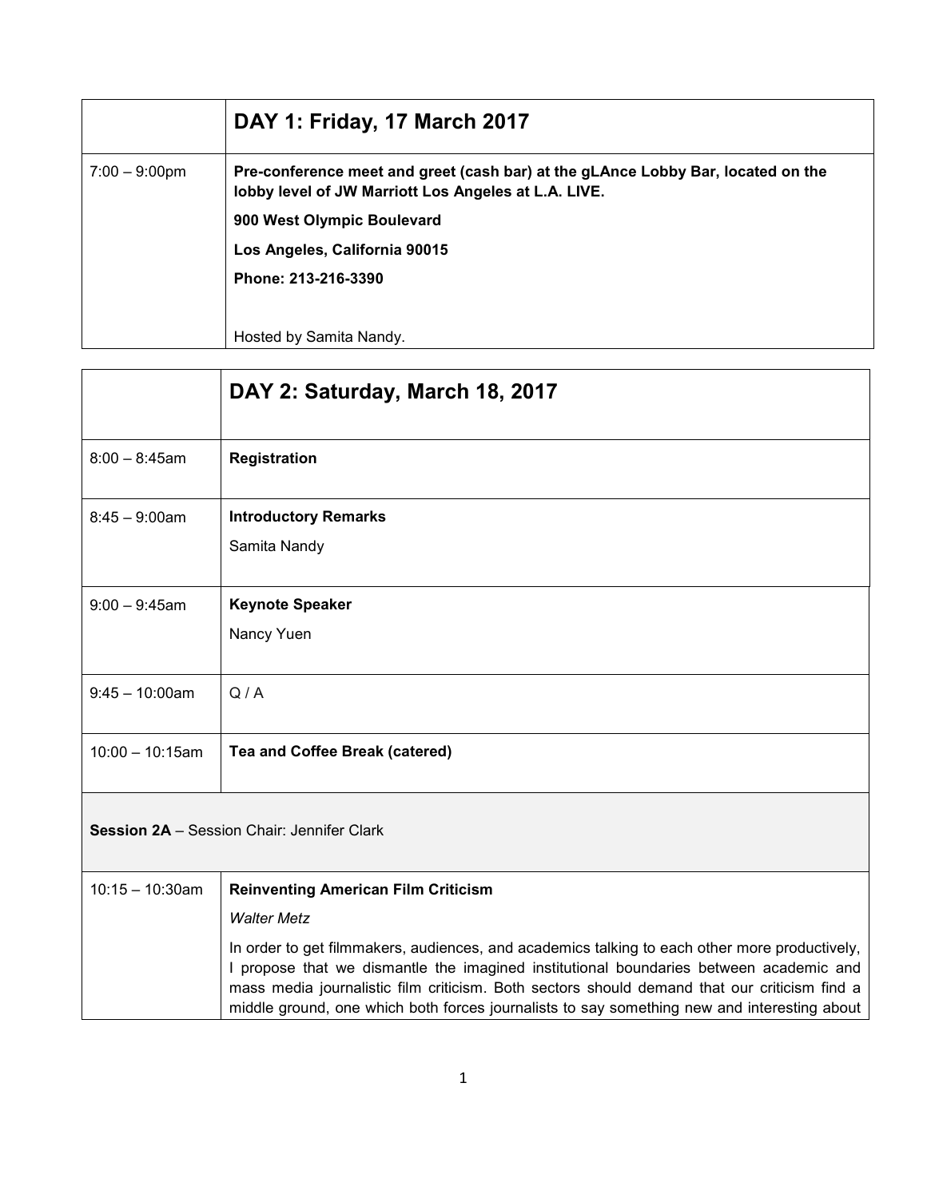| | **DAY 1: Friday, 17 March 2017** |
|---|---|
| 7:00 – 9:00pm | **Pre-conference meet and greet (cash bar) at the gLAnce Lobby Bar, located on the lobby level of JW Marriott Los Angeles at L.A. LIVE.**<br>**900 West Olympic Boulevard**<br>**Los Angeles, California 90015**<br>**Phone: 213-216-3390**<br><br>Hosted by Samita Nandy. |

| | **DAY 2: Saturday, March 18, 2017** |
|---|---|
| 8:00 – 8:45am | **Registration** |
| 8:45 – 9:00am | **Introductory Remarks**<br>Samita Nandy |
| 9:00 – 9:45am | **Keynote Speaker**<br>Nancy Yuen |
| 9:45 – 10:00am | Q / A |
| 10:00 – 10:15am | **Tea and Coffee Break (catered)** |
| **Session 2A** – Session Chair: Jennifer Clark | |
| 10:15 – 10:30am | **Reinventing American Film Criticism**<br>*Walter Metz*<br>In order to get filmmakers, audiences, and academics talking to each other more productively, I propose that we dismantle the imagined institutional boundaries between academic and mass media journalistic film criticism. Both sectors should demand that our criticism find a middle ground, one which both forces journalists to say something new and interesting about |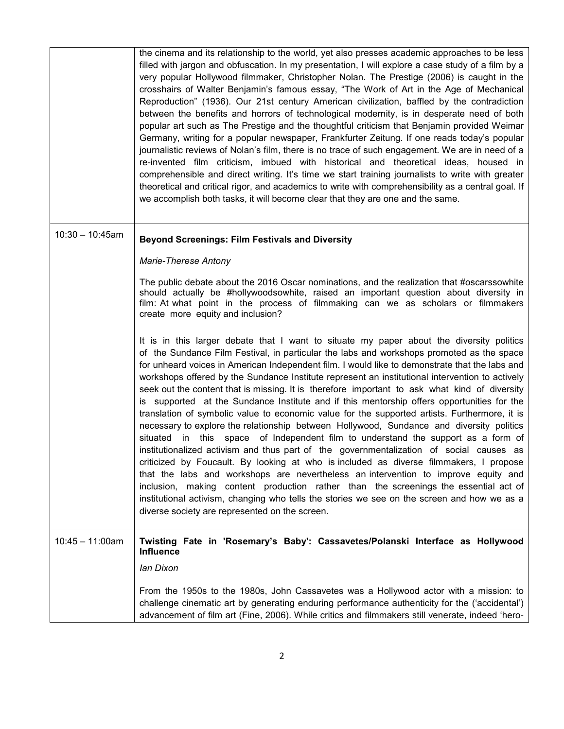| | |
|---|---|
| | the cinema and its relationship to the world, yet also presses academic approaches to be less filled with jargon and obfuscation. In my presentation, I will explore a case study of a film by a very popular Hollywood filmmaker, Christopher Nolan. The Prestige (2006) is caught in the crosshairs of Walter Benjamin's famous essay, "The Work of Art in the Age of Mechanical Reproduction" (1936). Our 21st century American civilization, baffled by the contradiction between the benefits and horrors of technological modernity, is in desperate need of both popular art such as The Prestige and the thoughtful criticism that Benjamin provided Weimar Germany, writing for a popular newspaper, Frankfurter Zeitung. If one reads today's popular journalistic reviews of Nolan's film, there is no trace of such engagement. We are in need of a re-invented film criticism, imbued with historical and theoretical ideas, housed in comprehensible and direct writing. It's time we start training journalists to write with greater theoretical and critical rigor, and academics to write with comprehensibility as a central goal. If we accomplish both tasks, it will become clear that they are one and the same. |
| 10:30 – 10:45am | **Beyond Screenings: Film Festivals and Diversity**<br><br>*Marie-Therese Antony*<br><br>The public debate about the 2016 Oscar nominations, and the realization that #oscarssowhite should actually be #hollywoodsowhite, raised an important question about diversity in film: At what point in the process of filmmaking can we as scholars or filmmakers create more equity and inclusion?<br><br>It is in this larger debate that I want to situate my paper about the diversity politics of the Sundance Film Festival, in particular the labs and workshops promoted as the space for unheard voices in American Independent film. I would like to demonstrate that the labs and workshops offered by the Sundance Institute represent an institutional intervention to actively seek out the content that is missing. It is therefore important to ask what kind of diversity is supported at the Sundance Institute and if this mentorship offers opportunities for the translation of symbolic value to economic value for the supported artists. Furthermore, it is necessary to explore the relationship between Hollywood, Sundance and diversity politics situated in this space of Independent film to understand the support as a form of institutionalized activism and thus part of the governmentalization of social causes as criticized by Foucault. By looking at who is included as diverse filmmakers, I propose that the labs and workshops are nevertheless an intervention to improve equity and inclusion, making content production rather than the screenings the essential act of institutional activism, changing who tells the stories we see on the screen and how we as a diverse society are represented on the screen. |
| 10:45 – 11:00am | **Twisting Fate in 'Rosemary's Baby': Cassavetes/Polanski Interface as Hollywood Influence**<br><br>*Ian Dixon*<br><br>From the 1950s to the 1980s, John Cassavetes was a Hollywood actor with a mission: to challenge cinematic art by generating enduring performance authenticity for the ('accidental') advancement of film art (Fine, 2006). While critics and filmmakers still venerate, indeed 'hero- |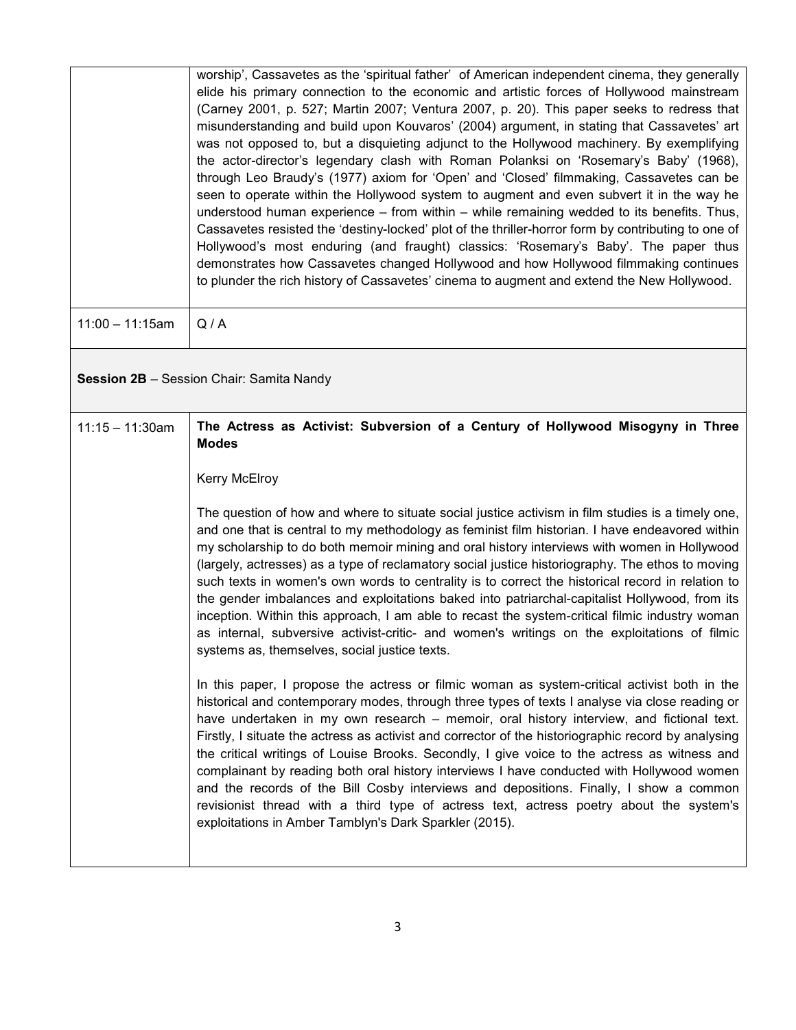| | |
|---|---|
| | worship', Cassavetes as the 'spiritual father' of American independent cinema, they generally elide his primary connection to the economic and artistic forces of Hollywood mainstream (Carney 2001, p. 527; Martin 2007; Ventura 2007, p. 20). This paper seeks to redress that misunderstanding and build upon Kouvaros' (2004) argument, in stating that Cassavetes' art was not opposed to, but a disquieting adjunct to the Hollywood machinery. By exemplifying the actor-director's legendary clash with Roman Polanksi on 'Rosemary's Baby' (1968), through Leo Braudy's (1977) axiom for 'Open' and 'Closed' filmmaking, Cassavetes can be seen to operate within the Hollywood system to augment and even subvert it in the way he understood human experience – from within – while remaining wedded to its benefits. Thus, Cassavetes resisted the 'destiny-locked' plot of the thriller-horror form by contributing to one of Hollywood's most enduring (and fraught) classics: 'Rosemary's Baby'. The paper thus demonstrates how Cassavetes changed Hollywood and how Hollywood filmmaking continues to plunder the rich history of Cassavetes' cinema to augment and extend the New Hollywood. |
| 11:00 – 11:15am | Q / A |

**Session 2B** – Session Chair: Samita Nandy

| | |
|---|---|
| 11:15 – 11:30am | **The Actress as Activist: Subversion of a Century of Hollywood Misogyny in Three Modes**<br><br>Kerry McElroy<br><br>The question of how and where to situate social justice activism in film studies is a timely one, and one that is central to my methodology as feminist film historian. I have endeavored within my scholarship to do both memoir mining and oral history interviews with women in Hollywood (largely, actresses) as a type of reclamatory social justice historiography. The ethos to moving such texts in women's own words to centrality is to correct the historical record in relation to the gender imbalances and exploitations baked into patriarchal-capitalist Hollywood, from its inception. Within this approach, I am able to recast the system-critical filmic industry woman as internal, subversive activist-critic- and women's writings on the exploitations of filmic systems as, themselves, social justice texts.<br><br>In this paper, I propose the actress or filmic woman as system-critical activist both in the historical and contemporary modes, through three types of texts I analyse via close reading or have undertaken in my own research – memoir, oral history interview, and fictional text. Firstly, I situate the actress as activist and corrector of the historiographic record by analysing the critical writings of Louise Brooks. Secondly, I give voice to the actress as witness and complainant by reading both oral history interviews I have conducted with Hollywood women and the records of the Bill Cosby interviews and depositions. Finally, I show a common revisionist thread with a third type of actress text, actress poetry about the system's exploitations in Amber Tamblyn's Dark Sparkler (2015). |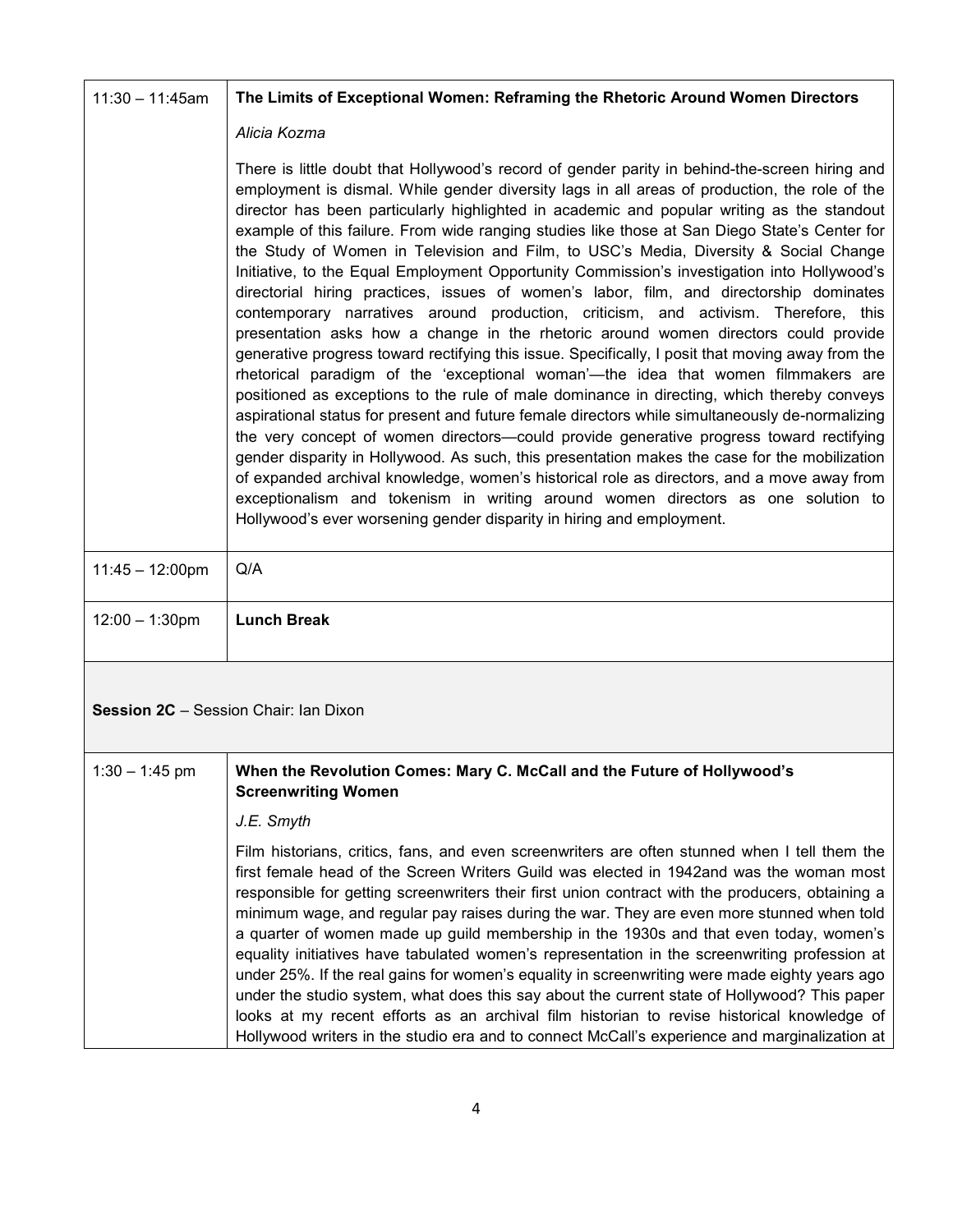| | |
|---|---|
| 11:30 – 11:45am | **The Limits of Exceptional Women: Reframing the Rhetoric Around Women Directors**<br><br>*Alicia Kozma*<br><br>There is little doubt that Hollywood's record of gender parity in behind-the-screen hiring and employment is dismal. While gender diversity lags in all areas of production, the role of the director has been particularly highlighted in academic and popular writing as the standout example of this failure. From wide ranging studies like those at San Diego State's Center for the Study of Women in Television and Film, to USC's Media, Diversity & Social Change Initiative, to the Equal Employment Opportunity Commission's investigation into Hollywood's directorial hiring practices, issues of women's labor, film, and directorship dominates contemporary narratives around production, criticism, and activism. Therefore, this presentation asks how a change in the rhetoric around women directors could provide generative progress toward rectifying this issue. Specifically, I posit that moving away from the rhetorical paradigm of the 'exceptional woman'—the idea that women filmmakers are positioned as exceptions to the rule of male dominance in directing, which thereby conveys aspirational status for present and future female directors while simultaneously de-normalizing the very concept of women directors—could provide generative progress toward rectifying gender disparity in Hollywood. As such, this presentation makes the case for the mobilization of expanded archival knowledge, women's historical role as directors, and a move away from exceptionalism and tokenism in writing around women directors as one solution to Hollywood's ever worsening gender disparity in hiring and employment. |
| 11:45 – 12:00pm | Q/A |
| 12:00 – 1:30pm | **Lunch Break** |

**Session 2C** – Session Chair: Ian Dixon

| | |
|---|---|
| 1:30 – 1:45 pm | **When the Revolution Comes: Mary C. McCall and the Future of Hollywood's Screenwriting Women**<br><br>*J.E. Smyth*<br><br>Film historians, critics, fans, and even screenwriters are often stunned when I tell them the first female head of the Screen Writers Guild was elected in 1942and was the woman most responsible for getting screenwriters their first union contract with the producers, obtaining a minimum wage, and regular pay raises during the war. They are even more stunned when told a quarter of women made up guild membership in the 1930s and that even today, women's equality initiatives have tabulated women's representation in the screenwriting profession at under 25%. If the real gains for women's equality in screenwriting were made eighty years ago under the studio system, what does this say about the current state of Hollywood? This paper looks at my recent efforts as an archival film historian to revise historical knowledge of Hollywood writers in the studio era and to connect McCall's experience and marginalization at |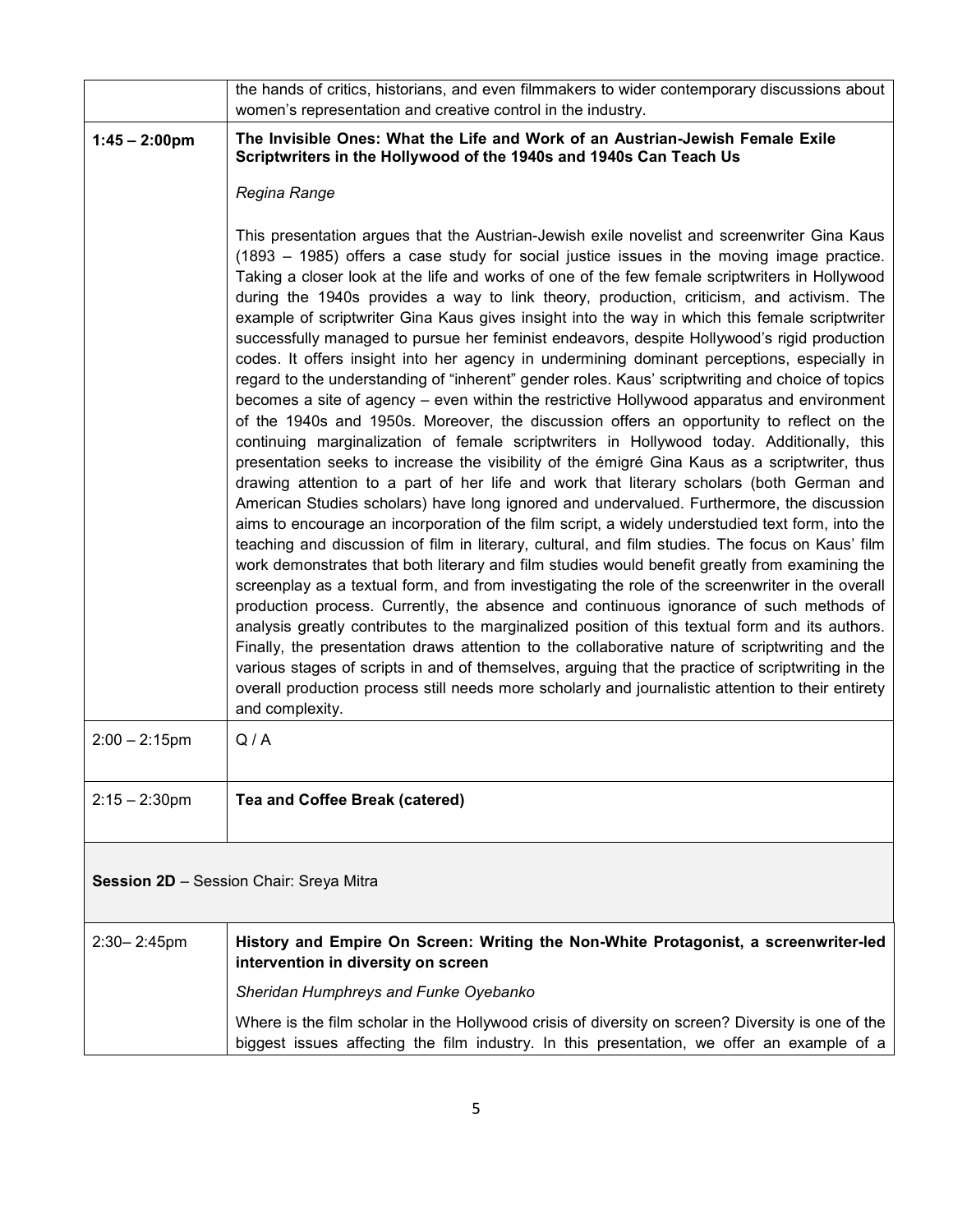| | |
|---|---|
| | the hands of critics, historians, and even filmmakers to wider contemporary discussions about women's representation and creative control in the industry. |
| **1:45 – 2:00pm** | **The Invisible Ones: What the Life and Work of an Austrian-Jewish Female Exile Scriptwriters in the Hollywood of the 1940s and 1940s Can Teach Us**<br><br>*Regina Range*<br><br>This presentation argues that the Austrian-Jewish exile novelist and screenwriter Gina Kaus (1893 – 1985) offers a case study for social justice issues in the moving image practice. Taking a closer look at the life and works of one of the few female scriptwriters in Hollywood during the 1940s provides a way to link theory, production, criticism, and activism. The example of scriptwriter Gina Kaus gives insight into the way in which this female scriptwriter successfully managed to pursue her feminist endeavors, despite Hollywood's rigid production codes. It offers insight into her agency in undermining dominant perceptions, especially in regard to the understanding of "inherent" gender roles. Kaus' scriptwriting and choice of topics becomes a site of agency – even within the restrictive Hollywood apparatus and environment of the 1940s and 1950s. Moreover, the discussion offers an opportunity to reflect on the continuing marginalization of female scriptwriters in Hollywood today. Additionally, this presentation seeks to increase the visibility of the émigré Gina Kaus as a scriptwriter, thus drawing attention to a part of her life and work that literary scholars (both German and American Studies scholars) have long ignored and undervalued. Furthermore, the discussion aims to encourage an incorporation of the film script, a widely understudied text form, into the teaching and discussion of film in literary, cultural, and film studies. The focus on Kaus' film work demonstrates that both literary and film studies would benefit greatly from examining the screenplay as a textual form, and from investigating the role of the screenwriter in the overall production process. Currently, the absence and continuous ignorance of such methods of analysis greatly contributes to the marginalized position of this textual form and its authors. Finally, the presentation draws attention to the collaborative nature of scriptwriting and the various stages of scripts in and of themselves, arguing that the practice of scriptwriting in the overall production process still needs more scholarly and journalistic attention to their entirety and complexity. |
| 2:00 – 2:15pm | Q / A |
| 2:15 – 2:30pm | **Tea and Coffee Break (catered)** |
| **Session 2D** – Session Chair: Sreya Mitra | |
| 2:30– 2:45pm | **History and Empire On Screen: Writing the Non-White Protagonist, a screenwriter-led intervention in diversity on screen**<br><br>*Sheridan Humphreys and Funke Oyebanko*<br><br>Where is the film scholar in the Hollywood crisis of diversity on screen? Diversity is one of the biggest issues affecting the film industry. In this presentation, we offer an example of a |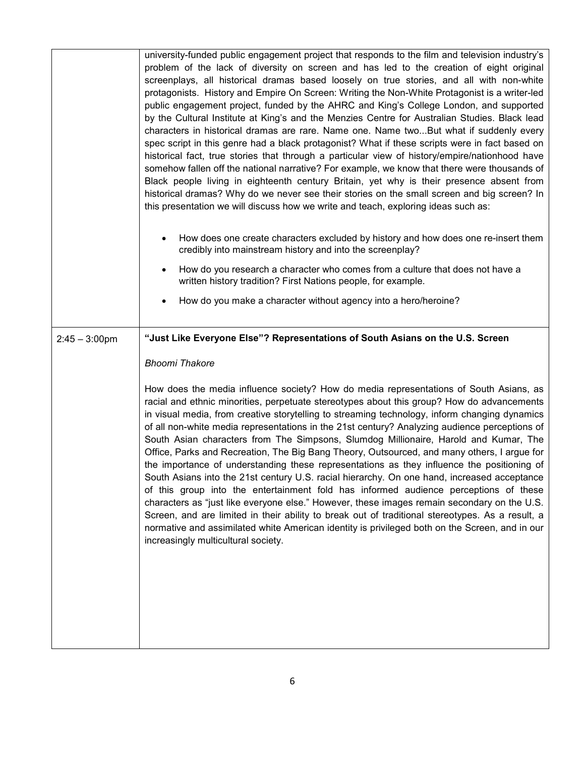| | |
|---|---|
| | university-funded public engagement project that responds to the film and television industry's problem of the lack of diversity on screen and has led to the creation of eight original screenplays, all historical dramas based loosely on true stories, and all with non-white protagonists. History and Empire On Screen: Writing the Non-White Protagonist is a writer-led public engagement project, funded by the AHRC and King's College London, and supported by the Cultural Institute at King's and the Menzies Centre for Australian Studies. Black lead characters in historical dramas are rare. Name one. Name two...But what if suddenly every spec script in this genre had a black protagonist? What if these scripts were in fact based on historical fact, true stories that through a particular view of history/empire/nationhood have somehow fallen off the national narrative? For example, we know that there were thousands of Black people living in eighteenth century Britain, yet why is their presence absent from historical dramas? Why do we never see their stories on the small screen and big screen? In this presentation we will discuss how we write and teach, exploring ideas such as:<br><br>• How does one create characters excluded by history and how does one re-insert them credibly into mainstream history and into the screenplay?<br>• How do you research a character who comes from a culture that does not have a written history tradition? First Nations people, for example.<br>• How do you make a character without agency into a hero/heroine? |
| 2:45 – 3:00pm | **"Just Like Everyone Else"? Representations of South Asians on the U.S. Screen**<br><br>*Bhoomi Thakore*<br><br>How does the media influence society? How do media representations of South Asians, as racial and ethnic minorities, perpetuate stereotypes about this group? How do advancements in visual media, from creative storytelling to streaming technology, inform changing dynamics of all non-white media representations in the 21st century? Analyzing audience perceptions of South Asian characters from The Simpsons, Slumdog Millionaire, Harold and Kumar, The Office, Parks and Recreation, The Big Bang Theory, Outsourced, and many others, I argue for the importance of understanding these representations as they influence the positioning of South Asians into the 21st century U.S. racial hierarchy. On one hand, increased acceptance of this group into the entertainment fold has informed audience perceptions of these characters as "just like everyone else." However, these images remain secondary on the U.S. Screen, and are limited in their ability to break out of traditional stereotypes. As a result, a normative and assimilated white American identity is privileged both on the Screen, and in our increasingly multicultural society. |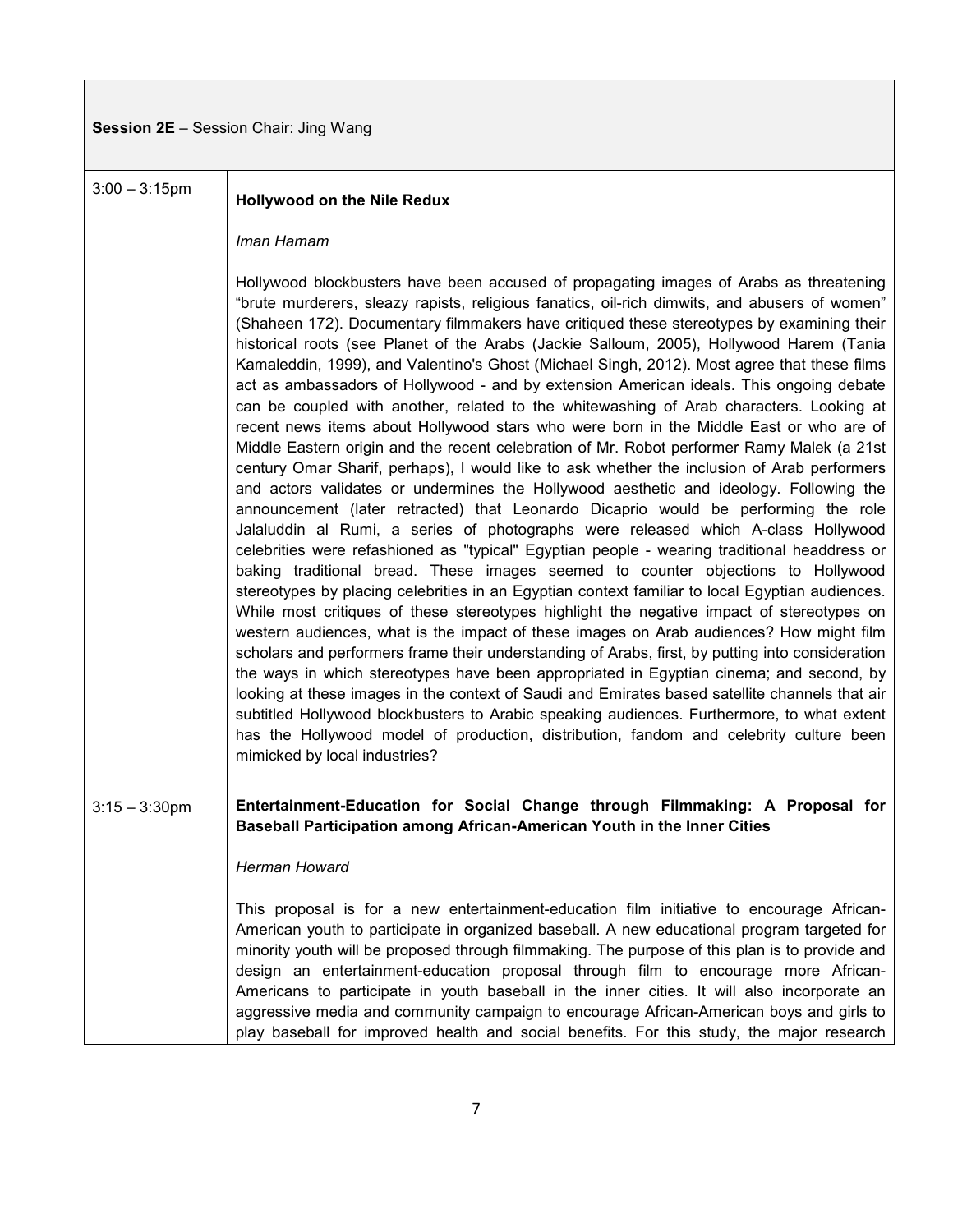**Session 2E** – Session Chair: Jing Wang

| | |
|---|---|
| 3:00 – 3:15pm | **Hollywood on the Nile Redux**<br><br>*Iman Hamam*<br><br>Hollywood blockbusters have been accused of propagating images of Arabs as threatening "brute murderers, sleazy rapists, religious fanatics, oil-rich dimwits, and abusers of women" (Shaheen 172). Documentary filmmakers have critiqued these stereotypes by examining their historical roots (see Planet of the Arabs (Jackie Salloum, 2005), Hollywood Harem (Tania Kamaleddin, 1999), and Valentino's Ghost (Michael Singh, 2012). Most agree that these films act as ambassadors of Hollywood - and by extension American ideals. This ongoing debate can be coupled with another, related to the whitewashing of Arab characters. Looking at recent news items about Hollywood stars who were born in the Middle East or who are of Middle Eastern origin and the recent celebration of Mr. Robot performer Ramy Malek (a 21st century Omar Sharif, perhaps), I would like to ask whether the inclusion of Arab performers and actors validates or undermines the Hollywood aesthetic and ideology. Following the announcement (later retracted) that Leonardo Dicaprio would be performing the role Jalaluddin al Rumi, a series of photographs were released which A-class Hollywood celebrities were refashioned as "typical" Egyptian people - wearing traditional headdress or baking traditional bread. These images seemed to counter objections to Hollywood stereotypes by placing celebrities in an Egyptian context familiar to local Egyptian audiences. While most critiques of these stereotypes highlight the negative impact of stereotypes on western audiences, what is the impact of these images on Arab audiences? How might film scholars and performers frame their understanding of Arabs, first, by putting into consideration the ways in which stereotypes have been appropriated in Egyptian cinema; and second, by looking at these images in the context of Saudi and Emirates based satellite channels that air subtitled Hollywood blockbusters to Arabic speaking audiences. Furthermore, to what extent has the Hollywood model of production, distribution, fandom and celebrity culture been mimicked by local industries? |
| 3:15 – 3:30pm | **Entertainment-Education for Social Change through Filmmaking: A Proposal for Baseball Participation among African-American Youth in the Inner Cities**<br><br>*Herman Howard*<br><br>This proposal is for a new entertainment-education film initiative to encourage African-American youth to participate in organized baseball. A new educational program targeted for minority youth will be proposed through filmmaking. The purpose of this plan is to provide and design an entertainment-education proposal through film to encourage more African-Americans to participate in youth baseball in the inner cities. It will also incorporate an aggressive media and community campaign to encourage African-American boys and girls to play baseball for improved health and social benefits. For this study, the major research |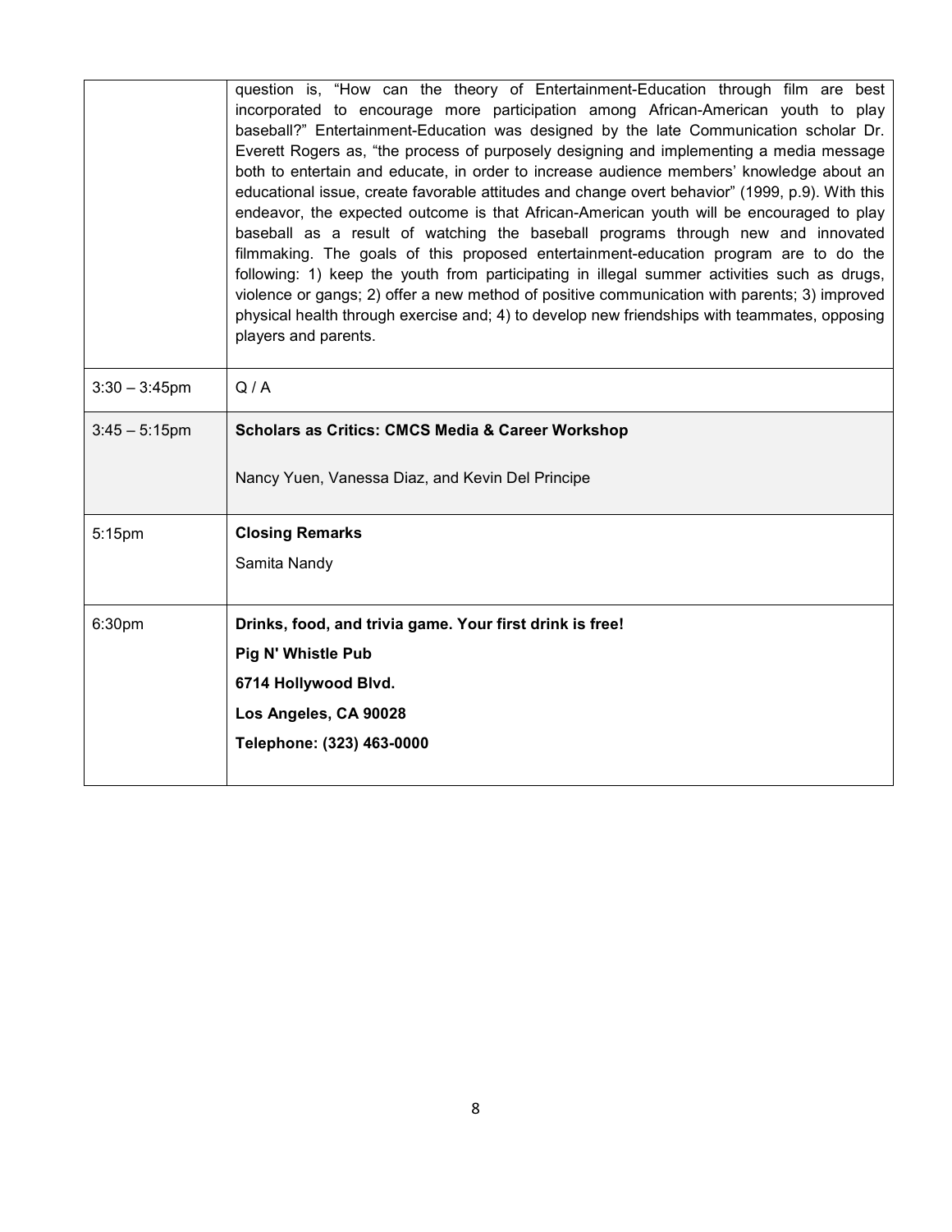| | |
|---|---|
| | question is, "How can the theory of Entertainment-Education through film are best incorporated to encourage more participation among African-American youth to play baseball?" Entertainment-Education was designed by the late Communication scholar Dr. Everett Rogers as, "the process of purposely designing and implementing a media message both to entertain and educate, in order to increase audience members' knowledge about an educational issue, create favorable attitudes and change overt behavior" (1999, p.9). With this endeavor, the expected outcome is that African-American youth will be encouraged to play baseball as a result of watching the baseball programs through new and innovated filmmaking. The goals of this proposed entertainment-education program are to do the following: 1) keep the youth from participating in illegal summer activities such as drugs, violence or gangs; 2) offer a new method of positive communication with parents; 3) improved physical health through exercise and; 4) to develop new friendships with teammates, opposing players and parents. |
| 3:30 – 3:45pm | Q / A |
| 3:45 – 5:15pm | **Scholars as Critics: CMCS Media & Career Workshop**<br><br>Nancy Yuen, Vanessa Diaz, and Kevin Del Principe |
| 5:15pm | **Closing Remarks**<br><br>Samita Nandy |
| 6:30pm | **Drinks, food, and trivia game. Your first drink is free!**<br><br>**Pig N' Whistle Pub**<br><br>**6714 Hollywood Blvd.**<br><br>**Los Angeles, CA 90028**<br><br>**Telephone: (323) 463-0000** |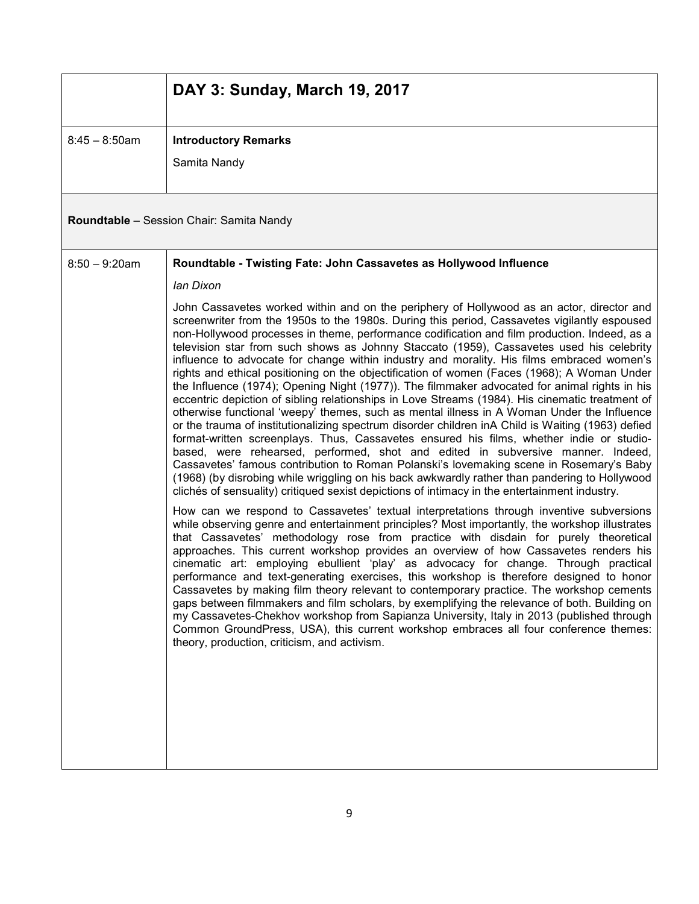| | DAY 3: Sunday, March 19, 2017 |
|---|---|
| 8:45 – 8:50am | **Introductory Remarks**<br>Samita Nandy |

**Roundtable** – Session Chair: Samita Nandy

| | |
|---|---|
| 8:50 – 9:20am | **Roundtable - Twisting Fate: John Cassavetes as Hollywood Influence**<br>*Ian Dixon*<br>John Cassavetes worked within and on the periphery of Hollywood as an actor, director and screenwriter from the 1950s to the 1980s. During this period, Cassavetes vigilantly espoused non-Hollywood processes in theme, performance codification and film production. Indeed, as a television star from such shows as Johnny Staccato (1959), Cassavetes used his celebrity influence to advocate for change within industry and morality. His films embraced women's rights and ethical positioning on the objectification of women (Faces (1968); A Woman Under the Influence (1974); Opening Night (1977)). The filmmaker advocated for animal rights in his eccentric depiction of sibling relationships in Love Streams (1984). His cinematic treatment of otherwise functional 'weepy' themes, such as mental illness in A Woman Under the Influence or the trauma of institutionalizing spectrum disorder children inA Child is Waiting (1963) defied format-written screenplays. Thus, Cassavetes ensured his films, whether indie or studio-based, were rehearsed, performed, shot and edited in subversive manner. Indeed, Cassavetes' famous contribution to Roman Polanski's lovemaking scene in Rosemary's Baby (1968) (by disrobing while wriggling on his back awkwardly rather than pandering to Hollywood clichés of sensuality) critiqued sexist depictions of intimacy in the entertainment industry.<br>How can we respond to Cassavetes' textual interpretations through inventive subversions while observing genre and entertainment principles? Most importantly, the workshop illustrates that Cassavetes' methodology rose from practice with disdain for purely theoretical approaches. This current workshop provides an overview of how Cassavetes renders his cinematic art: employing ebullient 'play' as advocacy for change. Through practical performance and text-generating exercises, this workshop is therefore designed to honor Cassavetes by making film theory relevant to contemporary practice. The workshop cements gaps between filmmakers and film scholars, by exemplifying the relevance of both. Building on my Cassavetes-Chekhov workshop from Sapianza University, Italy in 2013 (published through Common GroundPress, USA), this current workshop embraces all four conference themes: theory, production, criticism, and activism. |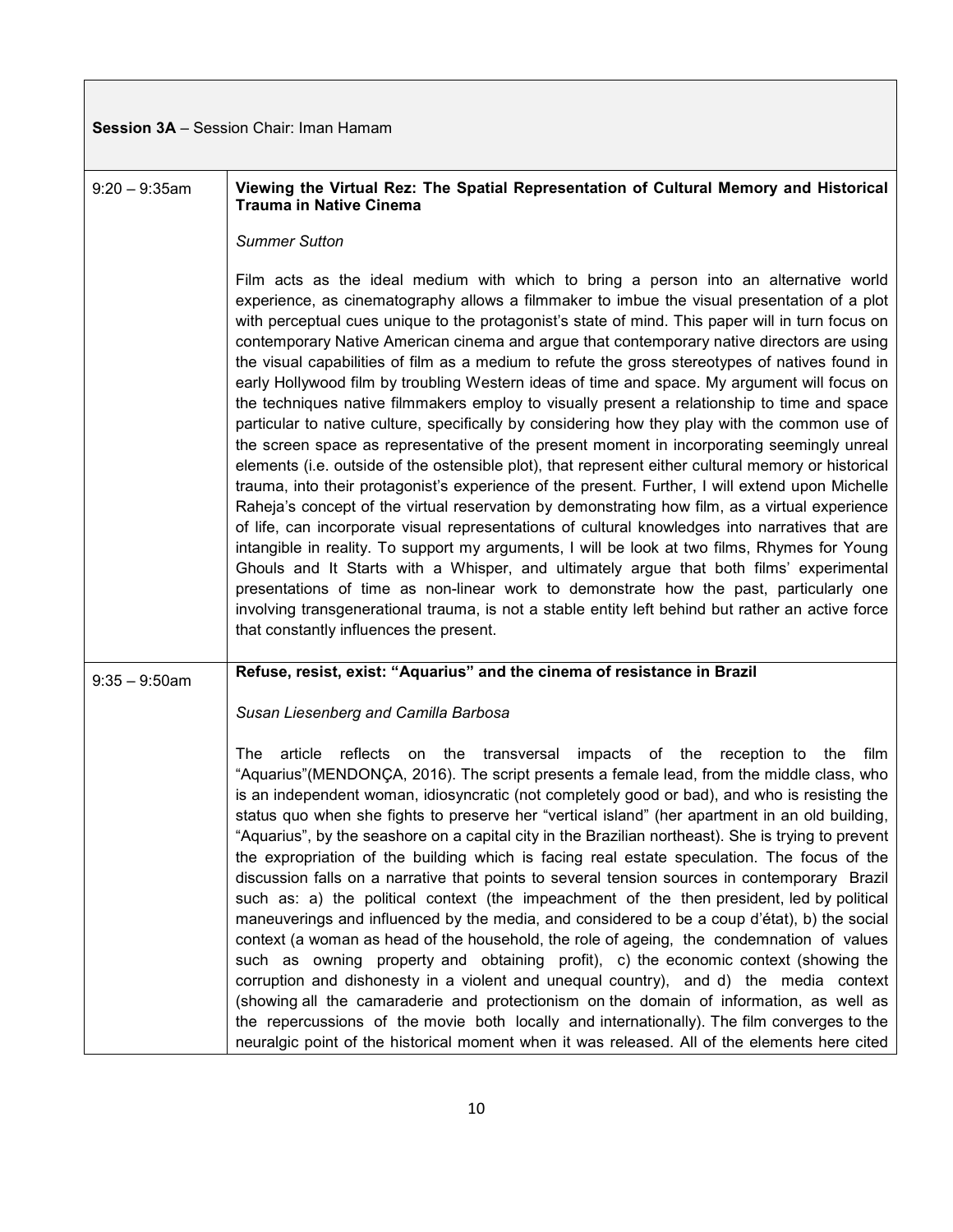**Session 3A** – Session Chair: Iman Hamam

| | |
|---|---|
| 9:20 – 9:35am | **Viewing the Virtual Rez: The Spatial Representation of Cultural Memory and Historical Trauma in Native Cinema**<br><br>*Summer Sutton*<br><br>Film acts as the ideal medium with which to bring a person into an alternative world experience, as cinematography allows a filmmaker to imbue the visual presentation of a plot with perceptual cues unique to the protagonist's state of mind. This paper will in turn focus on contemporary Native American cinema and argue that contemporary native directors are using the visual capabilities of film as a medium to refute the gross stereotypes of natives found in early Hollywood film by troubling Western ideas of time and space. My argument will focus on the techniques native filmmakers employ to visually present a relationship to time and space particular to native culture, specifically by considering how they play with the common use of the screen space as representative of the present moment in incorporating seemingly unreal elements (i.e. outside of the ostensible plot), that represent either cultural memory or historical trauma, into their protagonist's experience of the present. Further, I will extend upon Michelle Raheja's concept of the virtual reservation by demonstrating how film, as a virtual experience of life, can incorporate visual representations of cultural knowledges into narratives that are intangible in reality. To support my arguments, I will be look at two films, Rhymes for Young Ghouls and It Starts with a Whisper, and ultimately argue that both films' experimental presentations of time as non-linear work to demonstrate how the past, particularly one involving transgenerational trauma, is not a stable entity left behind but rather an active force that constantly influences the present. |
| 9:35 – 9:50am | **Refuse, resist, exist: "Aquarius" and the cinema of resistance in Brazil**<br><br>*Susan Liesenberg and Camilla Barbosa*<br><br>The article reflects on the transversal impacts of the reception to the film "Aquarius"(MENDONÇA, 2016). The script presents a female lead, from the middle class, who is an independent woman, idiosyncratic (not completely good or bad), and who is resisting the status quo when she fights to preserve her "vertical island" (her apartment in an old building, "Aquarius", by the seashore on a capital city in the Brazilian northeast). She is trying to prevent the expropriation of the building which is facing real estate speculation. The focus of the discussion falls on a narrative that points to several tension sources in contemporary Brazil such as: a) the political context (the impeachment of the then president, led by political maneuverings and influenced by the media, and considered to be a coup d'état), b) the social context (a woman as head of the household, the role of ageing, the condemnation of values such as owning property and obtaining profit), c) the economic context (showing the corruption and dishonesty in a violent and unequal country), and d) the media context (showing all the camaraderie and protectionism on the domain of information, as well as the repercussions of the movie both locally and internationally). The film converges to the neuralgic point of the historical moment when it was released. All of the elements here cited |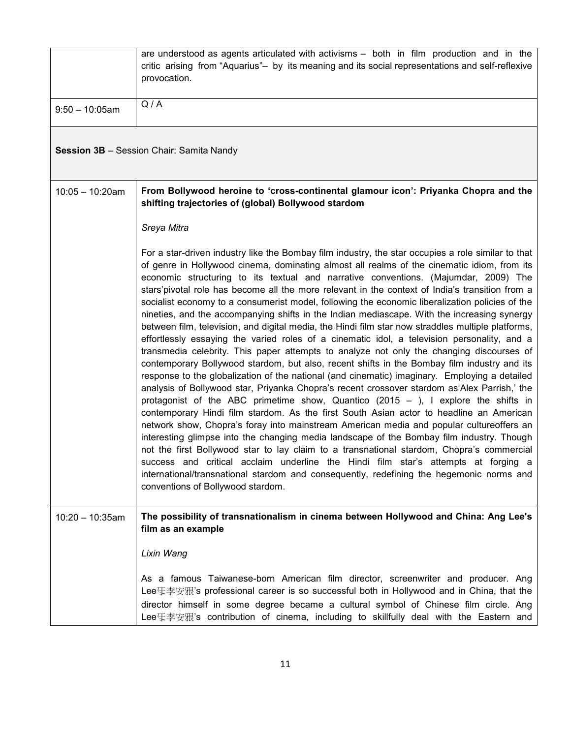| | |
|---|---|
| | are understood as agents articulated with activisms – both in film production and in the critic arising from "Aquarius"– by its meaning and its social representations and self-reflexive provocation. |
| 9:50 – 10:05am | Q / A |

**Session 3B** – Session Chair: Samita Nandy

| | |
|---|---|
| 10:05 – 10:20am | **From Bollywood heroine to 'cross-continental glamour icon': Priyanka Chopra and the shifting trajectories of (global) Bollywood stardom**<br><br>*Sreya Mitra*<br><br>For a star-driven industry like the Bombay film industry, the star occupies a role similar to that of genre in Hollywood cinema, dominating almost all realms of the cinematic idiom, from its economic structuring to its textual and narrative conventions. (Majumdar, 2009) The stars'pivotal role has become all the more relevant in the context of India's transition from a socialist economy to a consumerist model, following the economic liberalization policies of the nineties, and the accompanying shifts in the Indian mediascape. With the increasing synergy between film, television, and digital media, the Hindi film star now straddles multiple platforms, effortlessly essaying the varied roles of a cinematic idol, a television personality, and a transmedia celebrity. This paper attempts to analyze not only the changing discourses of contemporary Bollywood stardom, but also, recent shifts in the Bombay film industry and its response to the globalization of the national (and cinematic) imaginary. Employing a detailed analysis of Bollywood star, Priyanka Chopra's recent crossover stardom as'Alex Parrish,' the protagonist of the ABC primetime show, Quantico (2015 – ), I explore the shifts in contemporary Hindi film stardom. As the first South Asian actor to headline an American network show, Chopra's foray into mainstream American media and popular cultureoffers an interesting glimpse into the changing media landscape of the Bombay film industry. Though not the first Bollywood star to lay claim to a transnational stardom, Chopra's commercial success and critical acclaim underline the Hindi film star's attempts at forging a international/transnational stardom and consequently, redefining the hegemonic norms and conventions of Bollywood stardom. |
| 10:20 – 10:35am | **The possibility of transnationalism in cinema between Hollywood and China: Ang Lee's film as an example**<br><br>*Lixin Wang*<br><br>As a famous Taiwanese-born American film director, screenwriter and producer. Ang Lee李安's professional career is so successful both in Hollywood and in China, that the director himself in some degree became a cultural symbol of Chinese film circle. Ang Lee李安's contribution of cinema, including to skillfully deal with the Eastern and |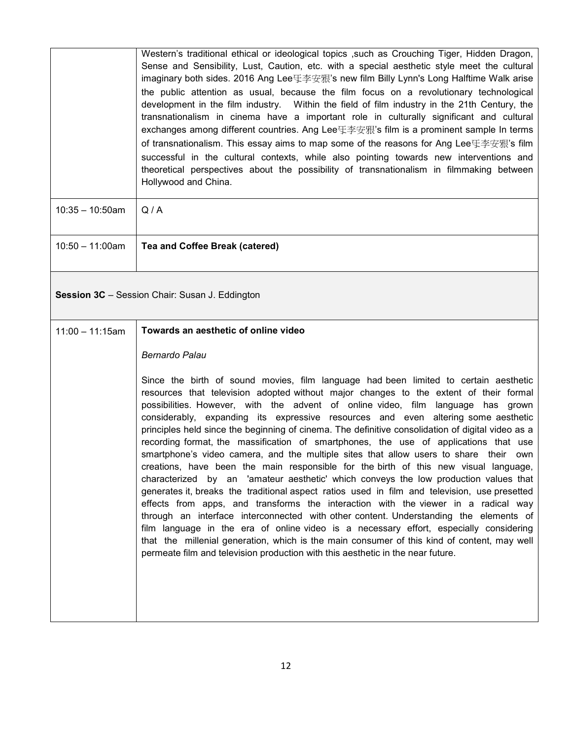| | |
|---|---|
| | Western's traditional ethical or ideological topics ,such as Crouching Tiger, Hidden Dragon, Sense and Sensibility, Lust, Caution, etc. with a special aesthetic style meet the cultural imaginary both sides. 2016 Ang Lee玊李安猳's new film Billy Lynn's Long Halftime Walk arise the public attention as usual, because the film focus on a revolutionary technological development in the film industry. Within the field of film industry in the 21th Century, the transnationalism in cinema have a important role in culturally significant and cultural exchanges among different countries. Ang Lee玊李安猳's film is a prominent sample In terms of transnationalism. This essay aims to map some of the reasons for Ang Lee玊李安猳's film successful in the cultural contexts, while also pointing towards new interventions and theoretical perspectives about the possibility of transnationalism in filmmaking between Hollywood and China. |
| 10:35 – 10:50am | Q / A |
| 10:50 – 11:00am | **Tea and Coffee Break (catered)** |

**Session 3C** – Session Chair: Susan J. Eddington

| | |
|---|---|
| 11:00 – 11:15am | **Towards an aesthetic of online video**<br><br>*Bernardo Palau*<br><br>Since the birth of sound movies, film language had been limited to certain aesthetic resources that television adopted without major changes to the extent of their formal possibilities. However, with the advent of online video, film language has grown considerably, expanding its expressive resources and even altering some aesthetic principles held since the beginning of cinema. The definitive consolidation of digital video as a recording format, the massification of smartphones, the use of applications that use smartphone's video camera, and the multiple sites that allow users to share their own creations, have been the main responsible for the birth of this new visual language, characterized by an 'amateur aesthetic' which conveys the low production values that generates it, breaks the traditional aspect ratios used in film and television, use presetted effects from apps, and transforms the interaction with the viewer in a radical way through an interface interconnected with other content. Understanding the elements of film language in the era of online video is a necessary effort, especially considering that the millenial generation, which is the main consumer of this kind of content, may well permeate film and television production with this aesthetic in the near future. |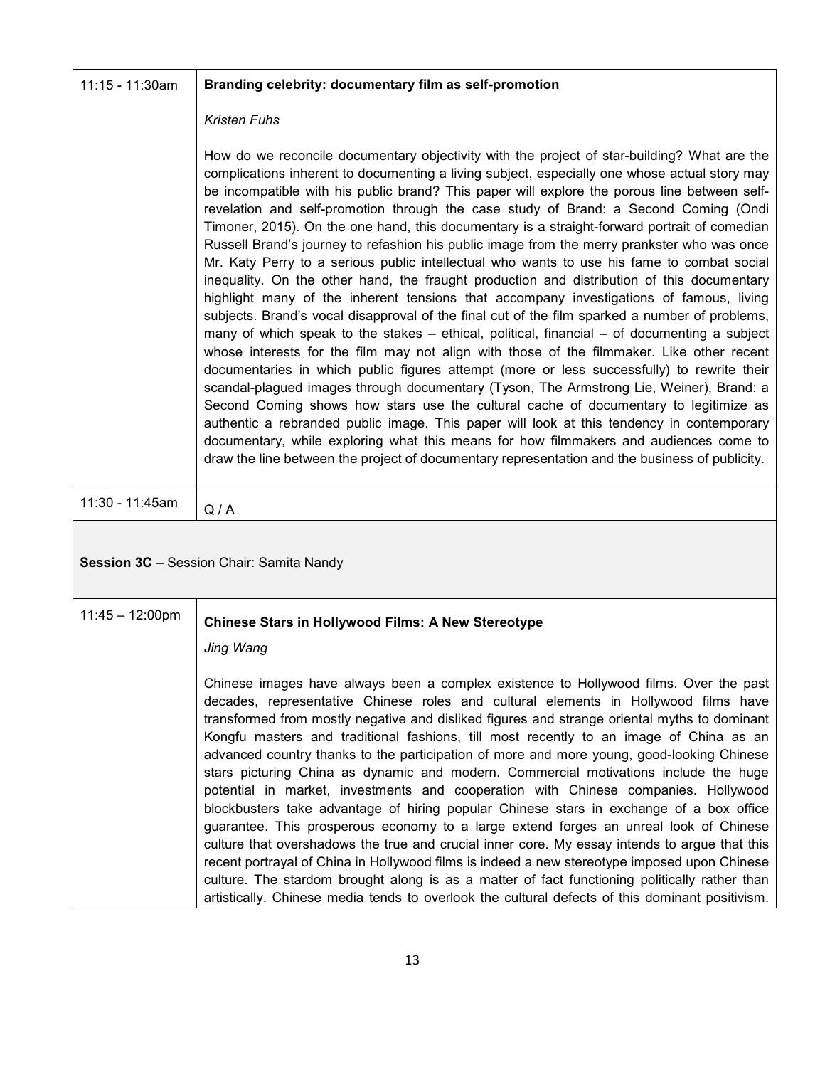| | |
|---|---|
| 11:15 - 11:30am | **Branding celebrity: documentary film as self-promotion**<br><br>*Kristen Fuhs*<br><br>How do we reconcile documentary objectivity with the project of star-building? What are the complications inherent to documenting a living subject, especially one whose actual story may be incompatible with his public brand? This paper will explore the porous line between self-revelation and self-promotion through the case study of Brand: a Second Coming (Ondi Timoner, 2015). On the one hand, this documentary is a straight-forward portrait of comedian Russell Brand's journey to refashion his public image from the merry prankster who was once Mr. Katy Perry to a serious public intellectual who wants to use his fame to combat social inequality. On the other hand, the fraught production and distribution of this documentary highlight many of the inherent tensions that accompany investigations of famous, living subjects. Brand's vocal disapproval of the final cut of the film sparked a number of problems, many of which speak to the stakes – ethical, political, financial – of documenting a subject whose interests for the film may not align with those of the filmmaker. Like other recent documentaries in which public figures attempt (more or less successfully) to rewrite their scandal-plagued images through documentary (Tyson, The Armstrong Lie, Weiner), Brand: a Second Coming shows how stars use the cultural cache of documentary to legitimize as authentic a rebranded public image. This paper will look at this tendency in contemporary documentary, while exploring what this means for how filmmakers and audiences come to draw the line between the project of documentary representation and the business of publicity. |
| 11:30 - 11:45am | Q / A |

**Session 3C** – Session Chair: Samita Nandy

| | |
|---|---|
| 11:45 – 12:00pm | **Chinese Stars in Hollywood Films: A New Stereotype**<br><br>*Jing Wang*<br><br>Chinese images have always been a complex existence to Hollywood films. Over the past decades, representative Chinese roles and cultural elements in Hollywood films have transformed from mostly negative and disliked figures and strange oriental myths to dominant Kongfu masters and traditional fashions, till most recently to an image of China as an advanced country thanks to the participation of more and more young, good-looking Chinese stars picturing China as dynamic and modern. Commercial motivations include the huge potential in market, investments and cooperation with Chinese companies. Hollywood blockbusters take advantage of hiring popular Chinese stars in exchange of a box office guarantee. This prosperous economy to a large extend forges an unreal look of Chinese culture that overshadows the true and crucial inner core. My essay intends to argue that this recent portrayal of China in Hollywood films is indeed a new stereotype imposed upon Chinese culture. The stardom brought along is as a matter of fact functioning politically rather than artistically. Chinese media tends to overlook the cultural defects of this dominant positivism. |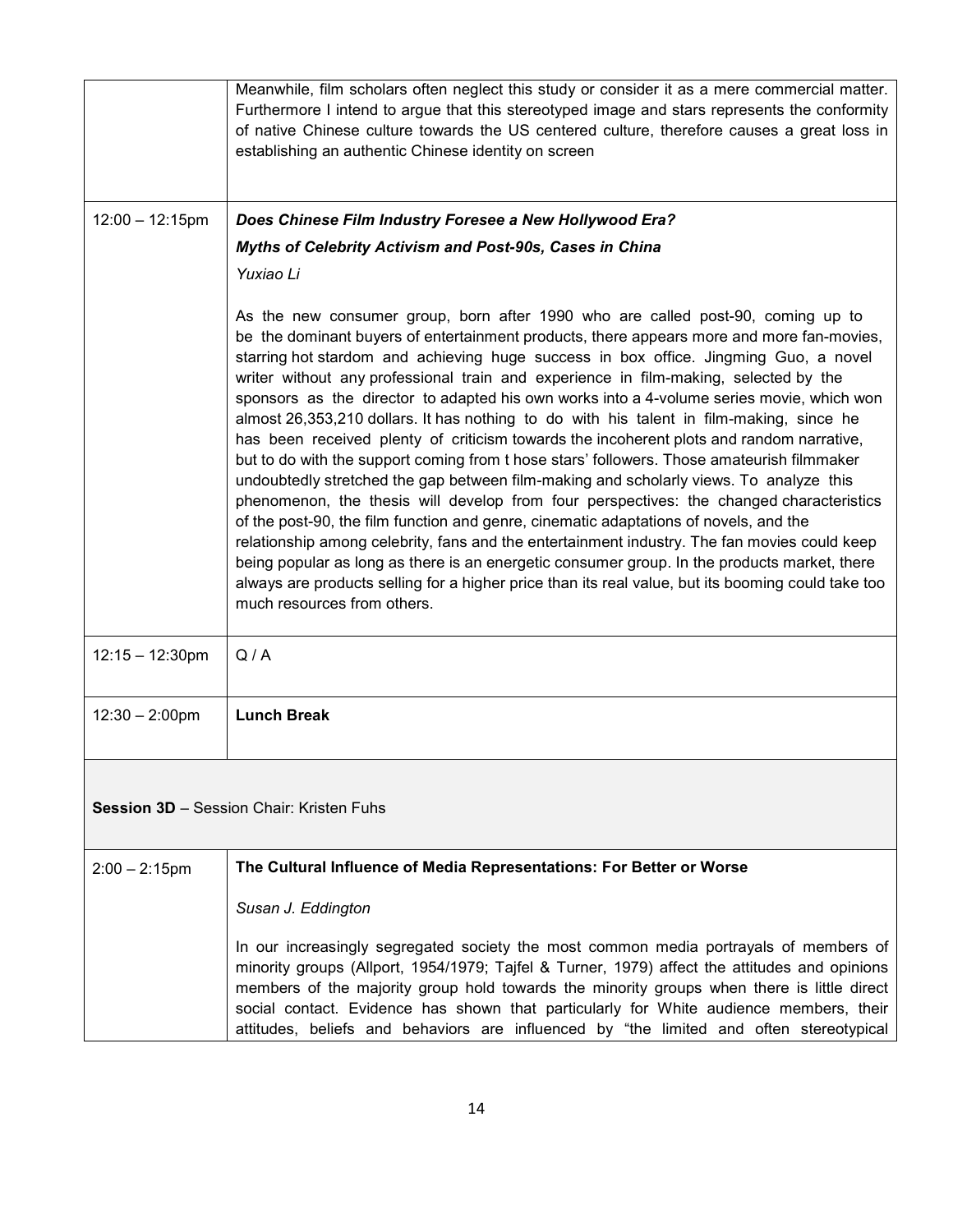| | |
|---|---|
| | Meanwhile, film scholars often neglect this study or consider it as a mere commercial matter. Furthermore I intend to argue that this stereotyped image and stars represents the conformity of native Chinese culture towards the US centered culture, therefore causes a great loss in establishing an authentic Chinese identity on screen |
| 12:00 – 12:15pm | ***Does Chinese Film Industry Foresee a New Hollywood Era?*** <br> ***Myths of Celebrity Activism and Post-90s, Cases in China*** <br> *Yuxiao Li* <br><br> As the new consumer group, born after 1990 who are called post-90, coming up to be the dominant buyers of entertainment products, there appears more and more fan-movies, starring hot stardom and achieving huge success in box office. Jingming Guo, a novel writer without any professional train and experience in film-making, selected by the sponsors as the director to adapted his own works into a 4-volume series movie, which won almost 26,353,210 dollars. It has nothing to do with his talent in film-making, since he has been received plenty of criticism towards the incoherent plots and random narrative, but to do with the support coming from t hose stars' followers. Those amateurish filmmaker undoubtedly stretched the gap between film-making and scholarly views. To analyze this phenomenon, the thesis will develop from four perspectives: the changed characteristics of the post-90, the film function and genre, cinematic adaptations of novels, and the relationship among celebrity, fans and the entertainment industry. The fan movies could keep being popular as long as there is an energetic consumer group. In the products market, there always are products selling for a higher price than its real value, but its booming could take too much resources from others. |
| 12:15 – 12:30pm | Q / A |
| 12:30 – 2:00pm | **Lunch Break** |
| **Session 3D** – Session Chair: Kristen Fuhs | |
| 2:00 – 2:15pm | **The Cultural Influence of Media Representations: For Better or Worse** <br><br> *Susan J. Eddington* <br><br> In our increasingly segregated society the most common media portrayals of members of minority groups (Allport, 1954/1979; Tajfel & Turner, 1979) affect the attitudes and opinions members of the majority group hold towards the minority groups when there is little direct social contact. Evidence has shown that particularly for White audience members, their attitudes, beliefs and behaviors are influenced by "the limited and often stereotypical |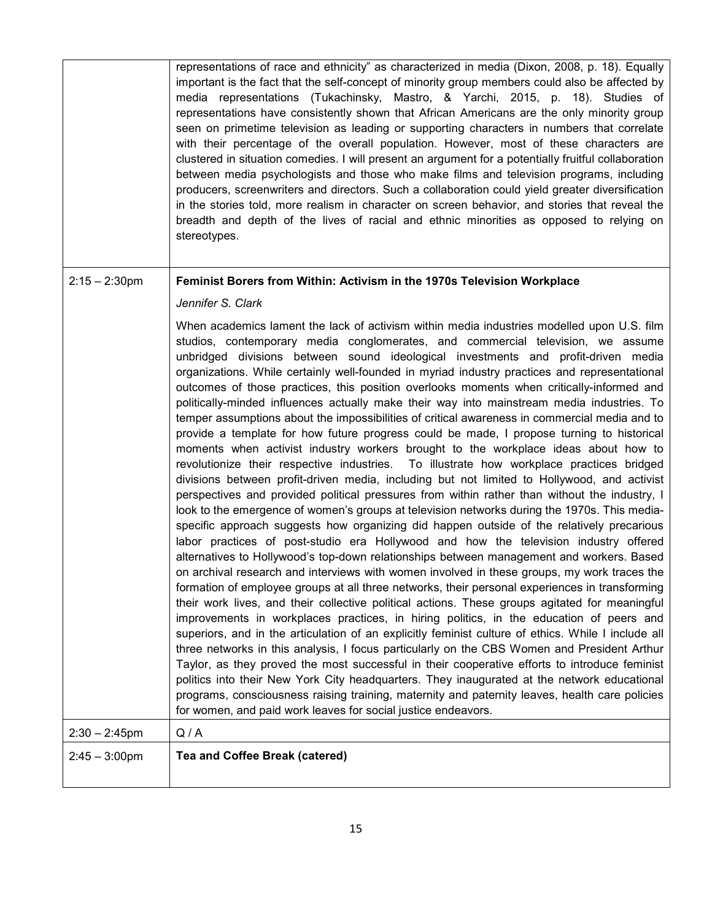| | |
|---|---|
| | representations of race and ethnicity" as characterized in media (Dixon, 2008, p. 18). Equally important is the fact that the self-concept of minority group members could also be affected by media representations (Tukachinsky, Mastro, & Yarchi, 2015, p. 18). Studies of representations have consistently shown that African Americans are the only minority group seen on primetime television as leading or supporting characters in numbers that correlate with their percentage of the overall population. However, most of these characters are clustered in situation comedies. I will present an argument for a potentially fruitful collaboration between media psychologists and those who make films and television programs, including producers, screenwriters and directors. Such a collaboration could yield greater diversification in the stories told, more realism in character on screen behavior, and stories that reveal the breadth and depth of the lives of racial and ethnic minorities as opposed to relying on stereotypes. |
| 2:15 – 2:30pm | **Feminist Borers from Within: Activism in the 1970s Television Workplace**<br>*Jennifer S. Clark*<br>When academics lament the lack of activism within media industries modelled upon U.S. film studios, contemporary media conglomerates, and commercial television, we assume unbridged divisions between sound ideological investments and profit-driven media organizations. While certainly well-founded in myriad industry practices and representational outcomes of those practices, this position overlooks moments when critically-informed and politically-minded influences actually make their way into mainstream media industries. To temper assumptions about the impossibilities of critical awareness in commercial media and to provide a template for how future progress could be made, I propose turning to historical moments when activist industry workers brought to the workplace ideas about how to revolutionize their respective industries. To illustrate how workplace practices bridged divisions between profit-driven media, including but not limited to Hollywood, and activist perspectives and provided political pressures from within rather than without the industry, I look to the emergence of women's groups at television networks during the 1970s. This media-specific approach suggests how organizing did happen outside of the relatively precarious labor practices of post-studio era Hollywood and how the television industry offered alternatives to Hollywood's top-down relationships between management and workers. Based on archival research and interviews with women involved in these groups, my work traces the formation of employee groups at all three networks, their personal experiences in transforming their work lives, and their collective political actions. These groups agitated for meaningful improvements in workplaces practices, in hiring politics, in the education of peers and superiors, and in the articulation of an explicitly feminist culture of ethics. While I include all three networks in this analysis, I focus particularly on the CBS Women and President Arthur Taylor, as they proved the most successful in their cooperative efforts to introduce feminist politics into their New York City headquarters. They inaugurated at the network educational programs, consciousness raising training, maternity and paternity leaves, health care policies for women, and paid work leaves for social justice endeavors. |
| 2:30 – 2:45pm | Q / A |
| 2:45 – 3:00pm | **Tea and Coffee Break (catered)** |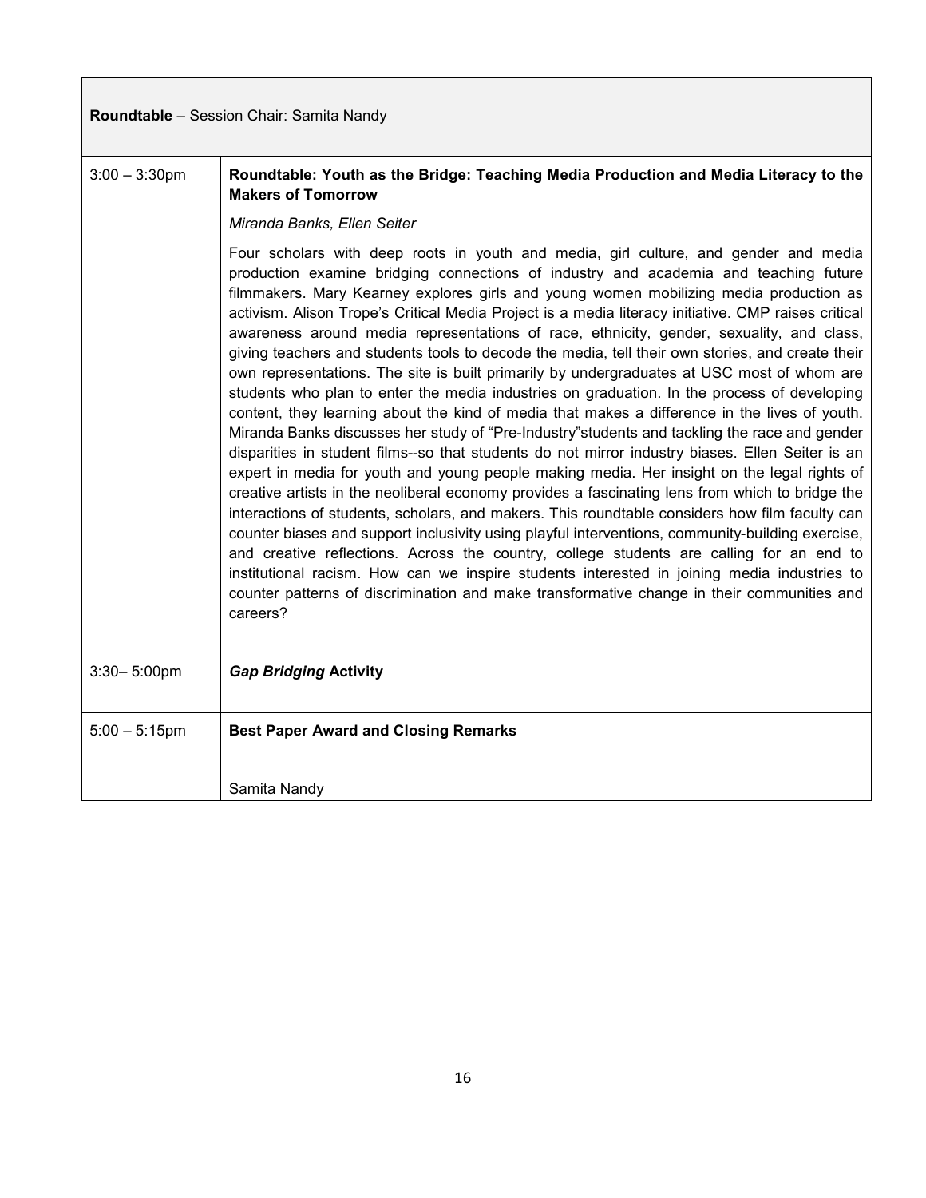**Roundtable** – Session Chair: Samita Nandy

| | |
|---|---|
| 3:00 – 3:30pm | **Roundtable: Youth as the Bridge: Teaching Media Production and Media Literacy to the Makers of Tomorrow**<br><br>*Miranda Banks, Ellen Seiter*<br><br>Four scholars with deep roots in youth and media, girl culture, and gender and media production examine bridging connections of industry and academia and teaching future filmmakers. Mary Kearney explores girls and young women mobilizing media production as activism. Alison Trope's Critical Media Project is a media literacy initiative. CMP raises critical awareness around media representations of race, ethnicity, gender, sexuality, and class, giving teachers and students tools to decode the media, tell their own stories, and create their own representations. The site is built primarily by undergraduates at USC most of whom are students who plan to enter the media industries on graduation. In the process of developing content, they learning about the kind of media that makes a difference in the lives of youth. Miranda Banks discusses her study of "Pre-Industry"students and tackling the race and gender disparities in student films--so that students do not mirror industry biases. Ellen Seiter is an expert in media for youth and young people making media. Her insight on the legal rights of creative artists in the neoliberal economy provides a fascinating lens from which to bridge the interactions of students, scholars, and makers. This roundtable considers how film faculty can counter biases and support inclusivity using playful interventions, community-building exercise, and creative reflections. Across the country, college students are calling for an end to institutional racism. How can we inspire students interested in joining media industries to counter patterns of discrimination and make transformative change in their communities and careers? |
| 3:30– 5:00pm | ***Gap Bridging* Activity** |
| 5:00 – 5:15pm | **Best Paper Award and Closing Remarks**<br><br>Samita Nandy |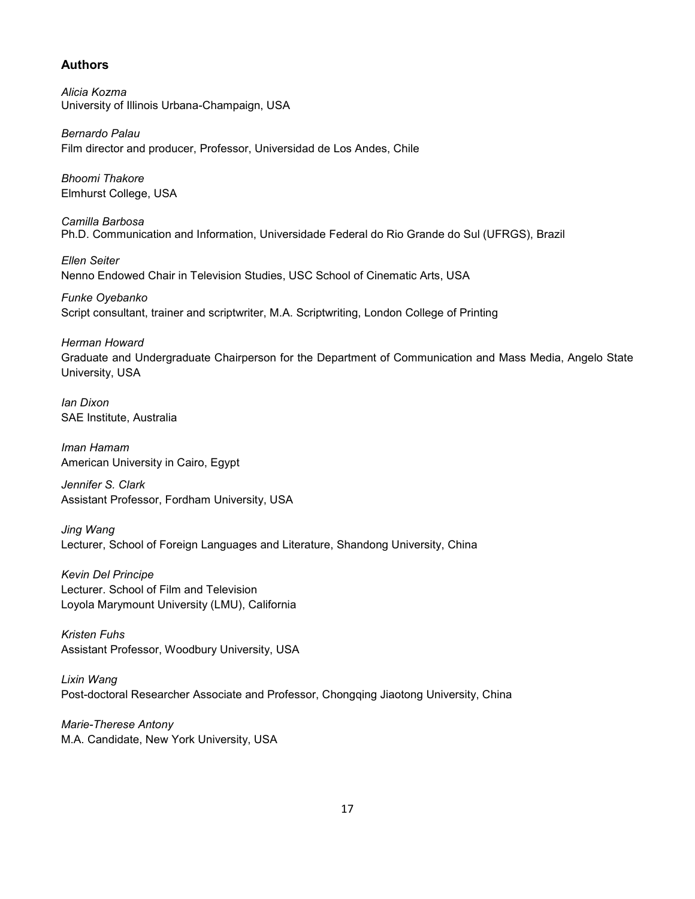## Authors

*Alicia Kozma*
University of Illinois Urbana-Champaign, USA

*Bernardo Palau*
Film director and producer, Professor, Universidad de Los Andes, Chile

*Bhoomi Thakore*
Elmhurst College, USA

*Camilla Barbosa*
Ph.D. Communication and Information, Universidade Federal do Rio Grande do Sul (UFRGS), Brazil

*Ellen Seiter*
Nenno Endowed Chair in Television Studies, USC School of Cinematic Arts, USA

*Funke Oyebanko*
Script consultant, trainer and scriptwriter, M.A. Scriptwriting, London College of Printing

*Herman Howard*
Graduate and Undergraduate Chairperson for the Department of Communication and Mass Media, Angelo State University, USA

*Ian Dixon*
SAE Institute, Australia

*Iman Hamam*
American University in Cairo, Egypt

*Jennifer S. Clark*
Assistant Professor, Fordham University, USA

*Jing Wang*
Lecturer, School of Foreign Languages and Literature, Shandong University, China

*Kevin Del Principe*
Lecturer. School of Film and Television
Loyola Marymount University (LMU), California

*Kristen Fuhs*
Assistant Professor, Woodbury University, USA

*Lixin Wang*
Post-doctoral Researcher Associate and Professor, Chongqing Jiaotong University, China

*Marie-Therese Antony*
M.A. Candidate, New York University, USA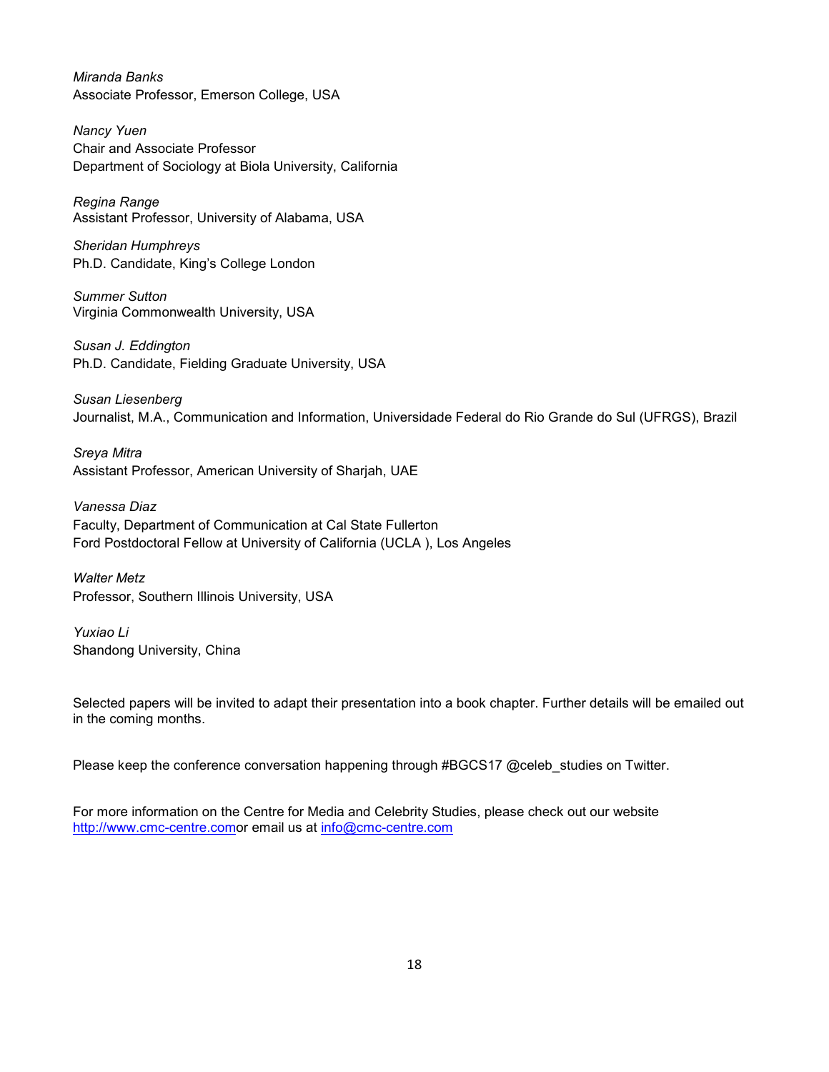*Miranda Banks*
Associate Professor, Emerson College, USA

*Nancy Yuen*
Chair and Associate Professor
Department of Sociology at Biola University, California

*Regina Range*
Assistant Professor, University of Alabama, USA

*Sheridan Humphreys*
Ph.D. Candidate, King's College London

*Summer Sutton*
Virginia Commonwealth University, USA

*Susan J. Eddington*
Ph.D. Candidate, Fielding Graduate University, USA

*Susan Liesenberg*
Journalist, M.A., Communication and Information, Universidade Federal do Rio Grande do Sul (UFRGS), Brazil

*Sreya Mitra*
Assistant Professor, American University of Sharjah, UAE

*Vanessa Diaz*
Faculty, Department of Communication at Cal State Fullerton
Ford Postdoctoral Fellow at University of California (UCLA ), Los Angeles

*Walter Metz*
Professor, Southern Illinois University, USA

*Yuxiao Li*
Shandong University, China

Selected papers will be invited to adapt their presentation into a book chapter. Further details will be emailed out in the coming months.

Please keep the conference conversation happening through #BGCS17 @celeb_studies on Twitter.

For more information on the Centre for Media and Celebrity Studies, please check out our website http://www.cmc-centre.comor email us at info@cmc-centre.com